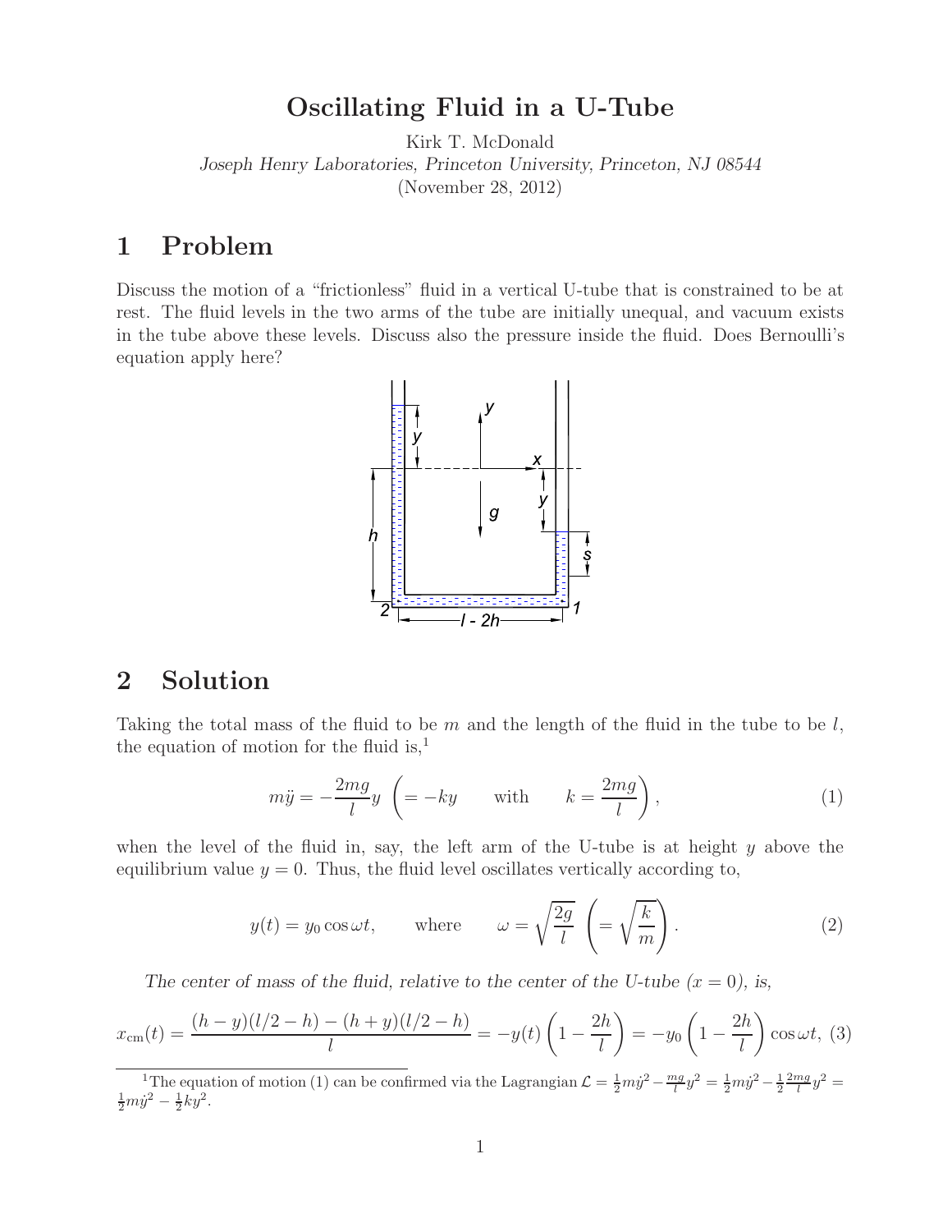# Oscillating Fluid in a U-Tube

Kirk T. McDonald

*Joseph Henry Laboratories, Princeton University, Princeton, NJ 08544*

(November 28, 2012)

## 1 Problem

Discuss the motion of a "frictionless" fluid in a vertical U-tube that is constrained to be at rest. The fluid levels in the two arms of the tube are initially unequal, and vacuum exists in the tube above these levels. Discuss also the pressure inside the fluid. Does Bernoulli's equation apply here?

## 2 Solution

Taking the total mass of the fluid to be $m$ and the length of the fluid in the tube to be $l$, the equation of motion for the fluid is,[1]

$$m\ddot{y} = -\frac{2mg}{l}y \quad \left(= -ky \qquad \text{with} \qquad k = \frac{2mg}{l}\right), \tag{1}$$

when the level of the fluid in, say, the left arm of the U-tube is at height $y$ above the equilibrium value $y = 0$. Thus, the fluid level oscillates vertically according to,

$$y(t) = y_0 \cos\omega t, \qquad \text{where} \qquad \omega = \sqrt{\frac{2g}{l}} \quad \left(= \sqrt{\frac{k}{m}}\right). \tag{2}$$

*The center of mass of the fluid, relative to the center of the U-tube ($x = 0$), is,*

$$x_{\rm cm}(t) = \frac{(h-y)(l/2-h) - (h+y)(l/2-h)}{l} = -y(t)\left(1 - \frac{2h}{l}\right) = -y_0\left(1 - \frac{2h}{l}\right)\cos\omega t, \tag{3}$$

[1] The equation of motion (1) can be confirmed via the Lagrangian $\mathcal{L} = \frac{1}{2}m\dot{y}^2 - \frac{mg}{l}y^2 = \frac{1}{2}m\dot{y}^2 - \frac{1}{2}\frac{2mg}{l}y^2 = \frac{1}{2}m\dot{y}^2 - \frac{1}{2}ky^2$.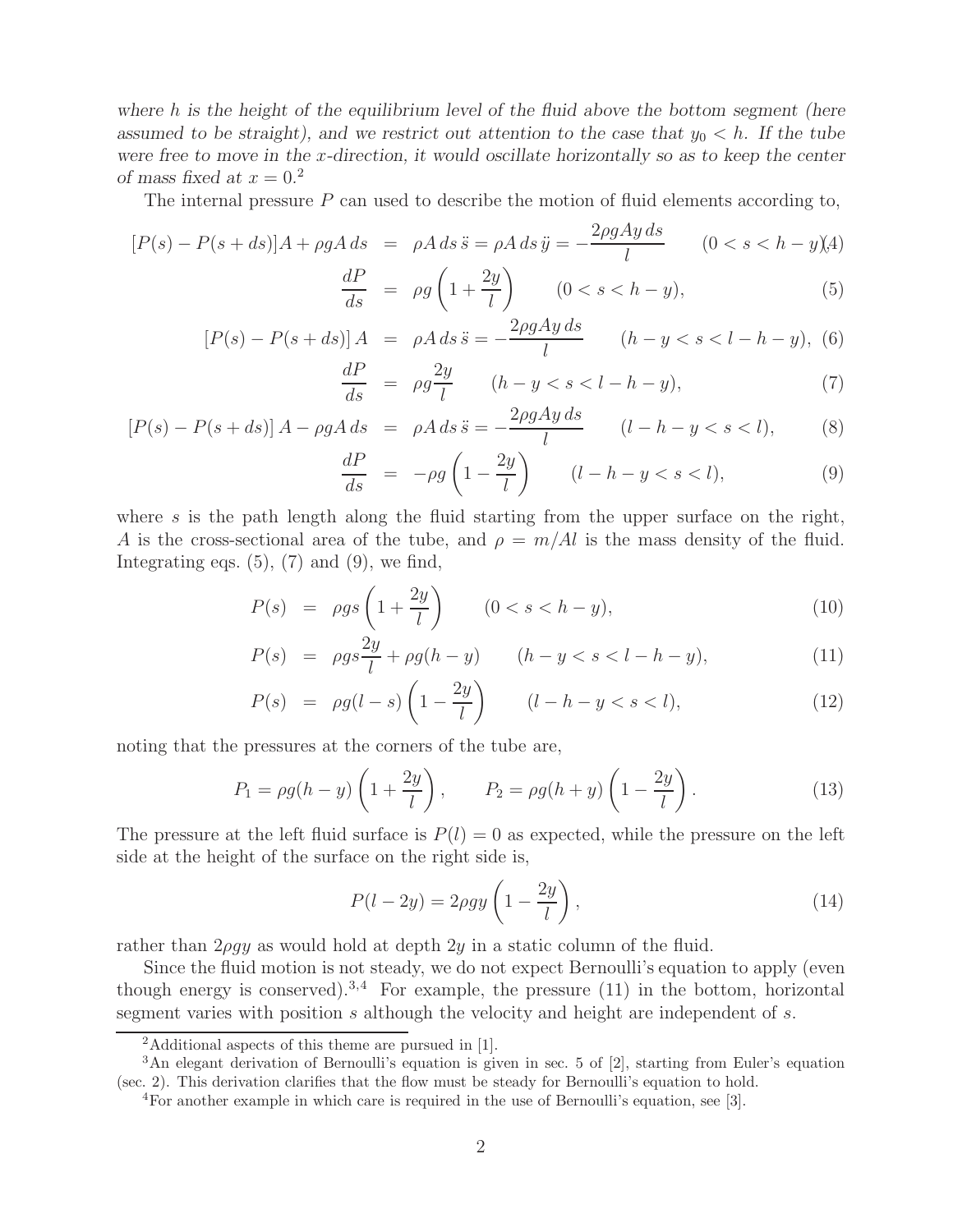*where $h$ is the height of the equilibrium level of the fluid above the bottom segment (here assumed to be straight), and we restrict out attention to the case that $y_0 < h$. If the tube were free to move in the $x$-direction, it would oscillate horizontally so as to keep the center of mass fixed at $x = 0$.*[2]

The internal pressure $P$ can used to describe the motion of fluid elements according to,

$$[P(s) - P(s+ds)]A + \rho g A\, ds = \rho A\, ds\, \ddot{s} = \rho A\, ds\, \ddot{y} = -\frac{2\rho g A y\, ds}{l} \qquad (0 < s < h - y), \tag{4}$$

$$\frac{dP}{ds} = \rho g \left(1 + \frac{2y}{l}\right) \qquad (0 < s < h - y), \tag{5}$$

$$[P(s) - P(s+ds)]\, A = \rho A\, ds\, \ddot{s} = -\frac{2\rho g A y\, ds}{l} \qquad (h - y < s < l - h - y), \tag{6}$$

$$\frac{dP}{ds} = \rho g \frac{2y}{l} \qquad (h - y < s < l - h - y), \tag{7}$$

$$[P(s) - P(s+ds)]\, A - \rho g A\, ds = \rho A\, ds\, \ddot{s} = -\frac{2\rho g A y\, ds}{l} \qquad (l - h - y < s < l), \tag{8}$$

$$\frac{dP}{ds} = -\rho g \left(1 - \frac{2y}{l}\right) \qquad (l - h - y < s < l), \tag{9}$$

where $s$ is the path length along the fluid starting from the upper surface on the right, $A$ is the cross-sectional area of the tube, and $\rho = m/Al$ is the mass density of the fluid. Integrating eqs. (5), (7) and (9), we find,

$$P(s) = \rho g s \left(1 + \frac{2y}{l}\right) \qquad (0 < s < h - y), \tag{10}$$

$$P(s) = \rho g s \frac{2y}{l} + \rho g (h - y) \qquad (h - y < s < l - h - y), \tag{11}$$

$$P(s) = \rho g (l - s) \left(1 - \frac{2y}{l}\right) \qquad (l - h - y < s < l), \tag{12}$$

noting that the pressures at the corners of the tube are,

$$P_1 = \rho g (h - y) \left(1 + \frac{2y}{l}\right), \qquad P_2 = \rho g (h + y) \left(1 - \frac{2y}{l}\right). \tag{13}$$

The pressure at the left fluid surface is $P(l) = 0$ as expected, while the pressure on the left side at the height of the surface on the right side is,

$$P(l - 2y) = 2\rho g y \left(1 - \frac{2y}{l}\right), \tag{14}$$

rather than $2\rho g y$ as would hold at depth $2y$ in a static column of the fluid.

Since the fluid motion is not steady, we do not expect Bernoulli's equation to apply (even though energy is conserved).[3,4] For example, the pressure (11) in the bottom, horizontal segment varies with position $s$ although the velocity and height are independent of $s$.

---

[2] Additional aspects of this theme are pursued in [1].

[3] An elegant derivation of Bernoulli's equation is given in sec. 5 of [2], starting from Euler's equation (sec. 2). This derivation clarifies that the flow must be steady for Bernoulli's equation to hold.

[4] For another example in which care is required in the use of Bernoulli's equation, see [3].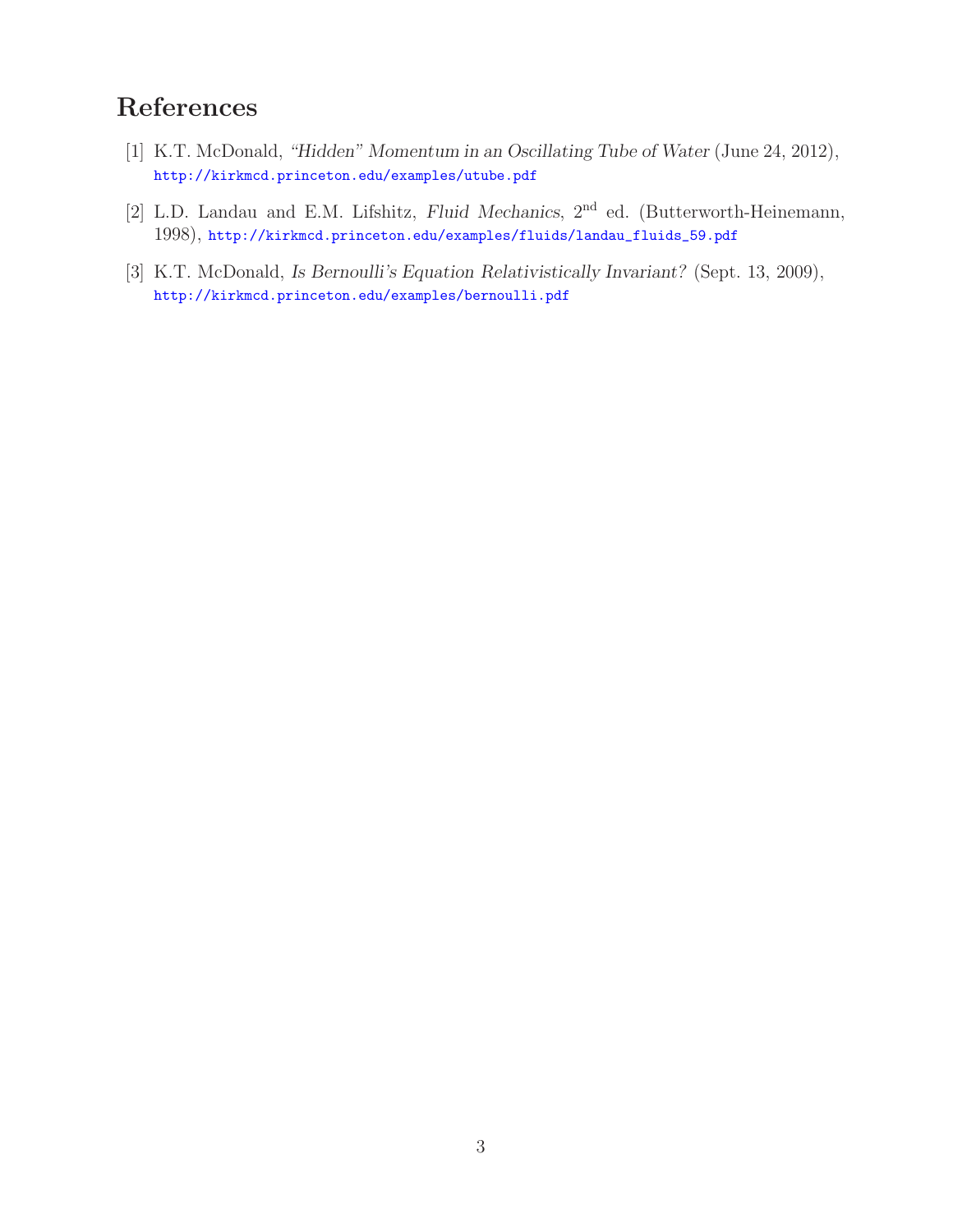# References

[1] K.T. McDonald, *"Hidden" Momentum in an Oscillating Tube of Water* (June 24, 2012), http://kirkmcd.princeton.edu/examples/utube.pdf

[2] L.D. Landau and E.M. Lifshitz, *Fluid Mechanics*, 2nd ed. (Butterworth-Heinemann, 1998), http://kirkmcd.princeton.edu/examples/fluids/landau_fluids_59.pdf

[3] K.T. McDonald, *Is Bernoulli's Equation Relativistically Invariant?* (Sept. 13, 2009), http://kirkmcd.princeton.edu/examples/bernoulli.pdf